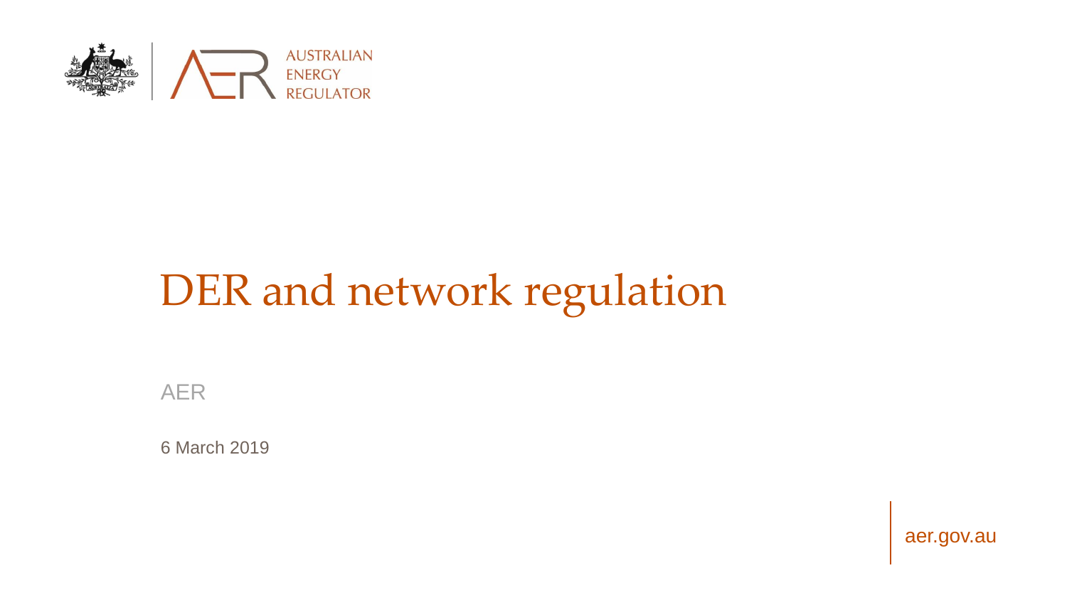AUSTRALIAN ENERGY REGULATOR

# DER and network regulation

AER

6 March 2019

aer.gov.au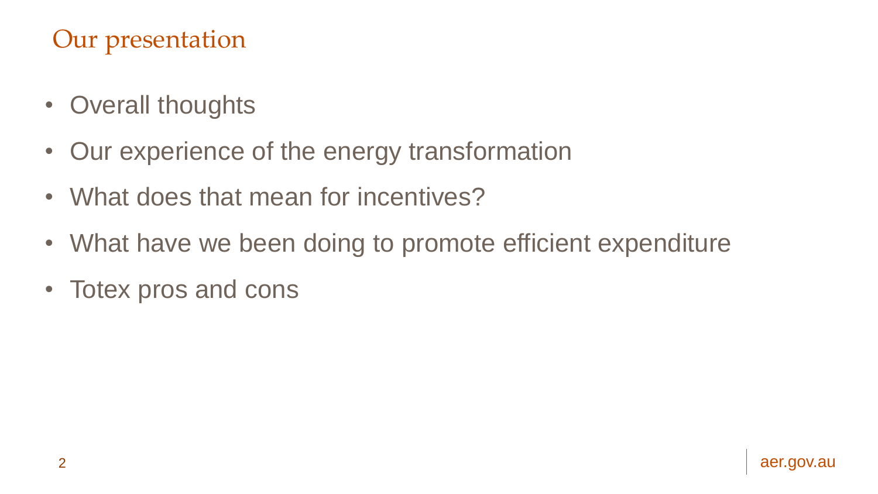# Our presentation

- Overall thoughts
- Our experience of the energy transformation
- What does that mean for incentives?
- What have we been doing to promote efficient expenditure
- Totex pros and cons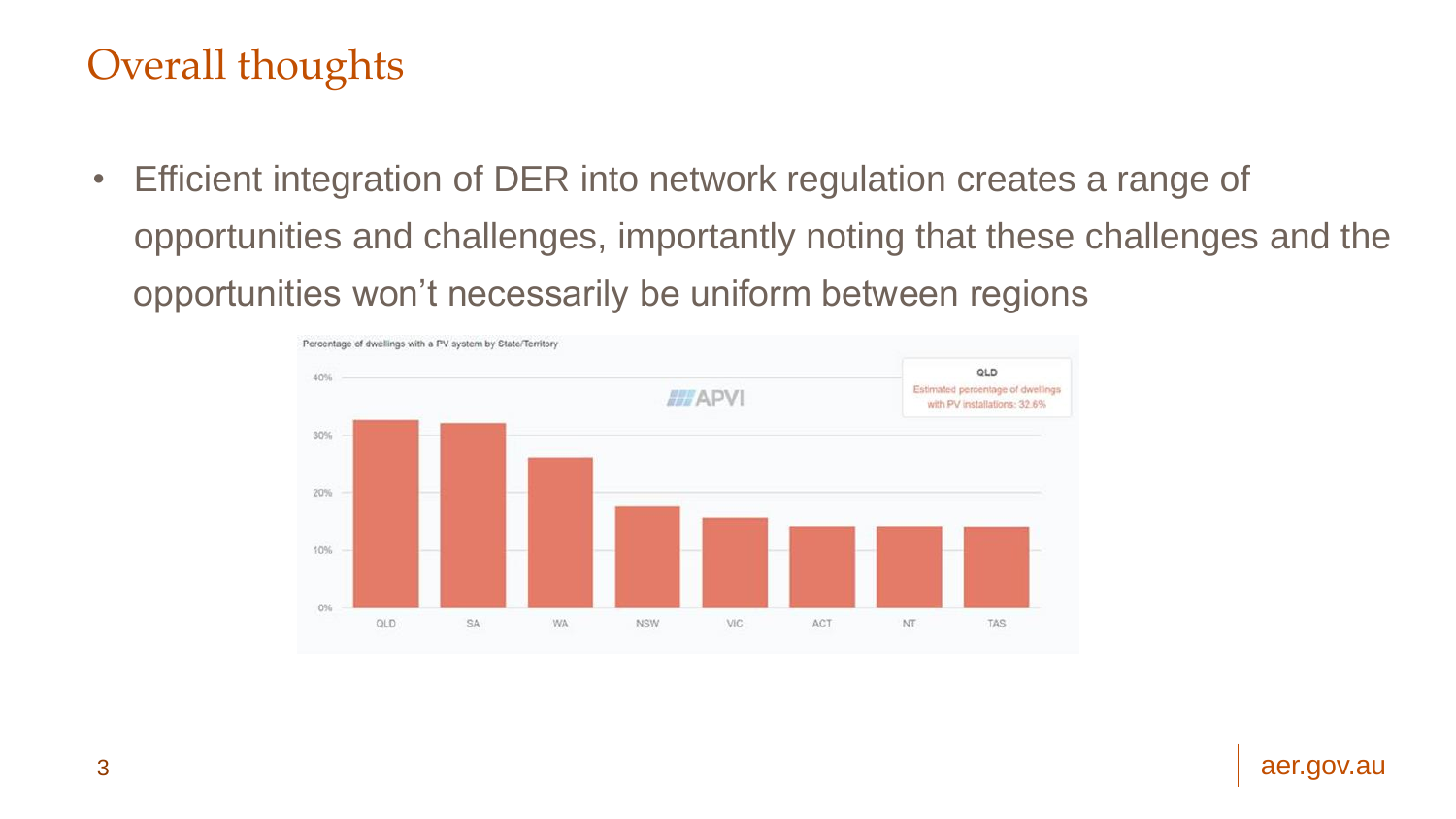# Overall thoughts

- Efficient integration of DER into network regulation creates a range of opportunities and challenges, importantly noting that these challenges and the opportunities won't necessarily be uniform between regions

Percentage of dwellings with a PV system by State/Territory

QLD
Estimated percentage of dwellings with PV installations: 32.6%

APVI

40%
30%
20%
10%
0%

QLD SA WA NSW VIC ACT NT TAS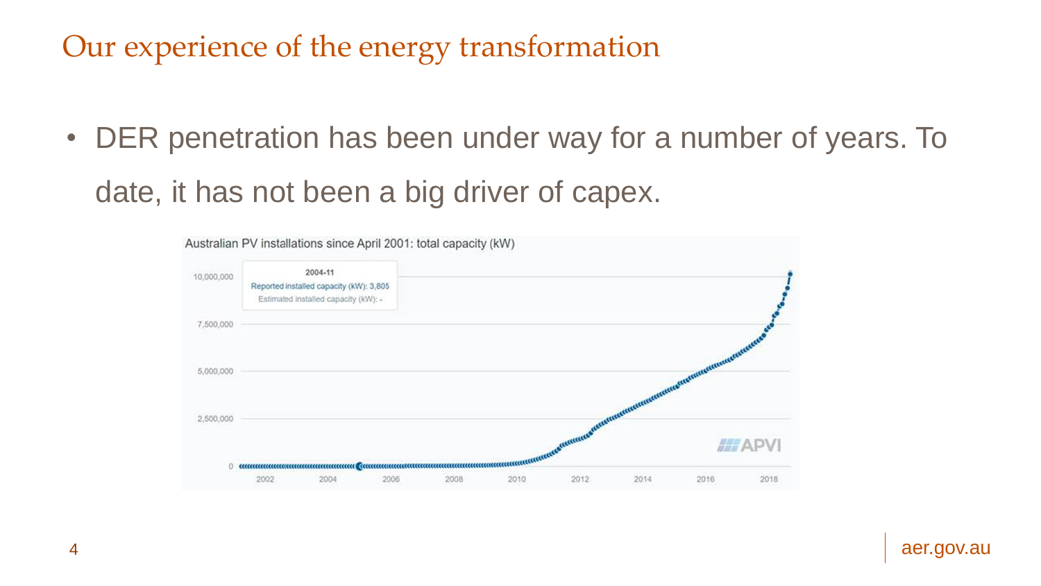# Our experience of the energy transformation

- DER penetration has been under way for a number of years. To date, it has not been a big driver of capex.

Australian PV installations since April 2001: total capacity (kW)

2004-11
Reported installed capacity (kW): 3,805
Estimated installed capacity (kW): -

APVI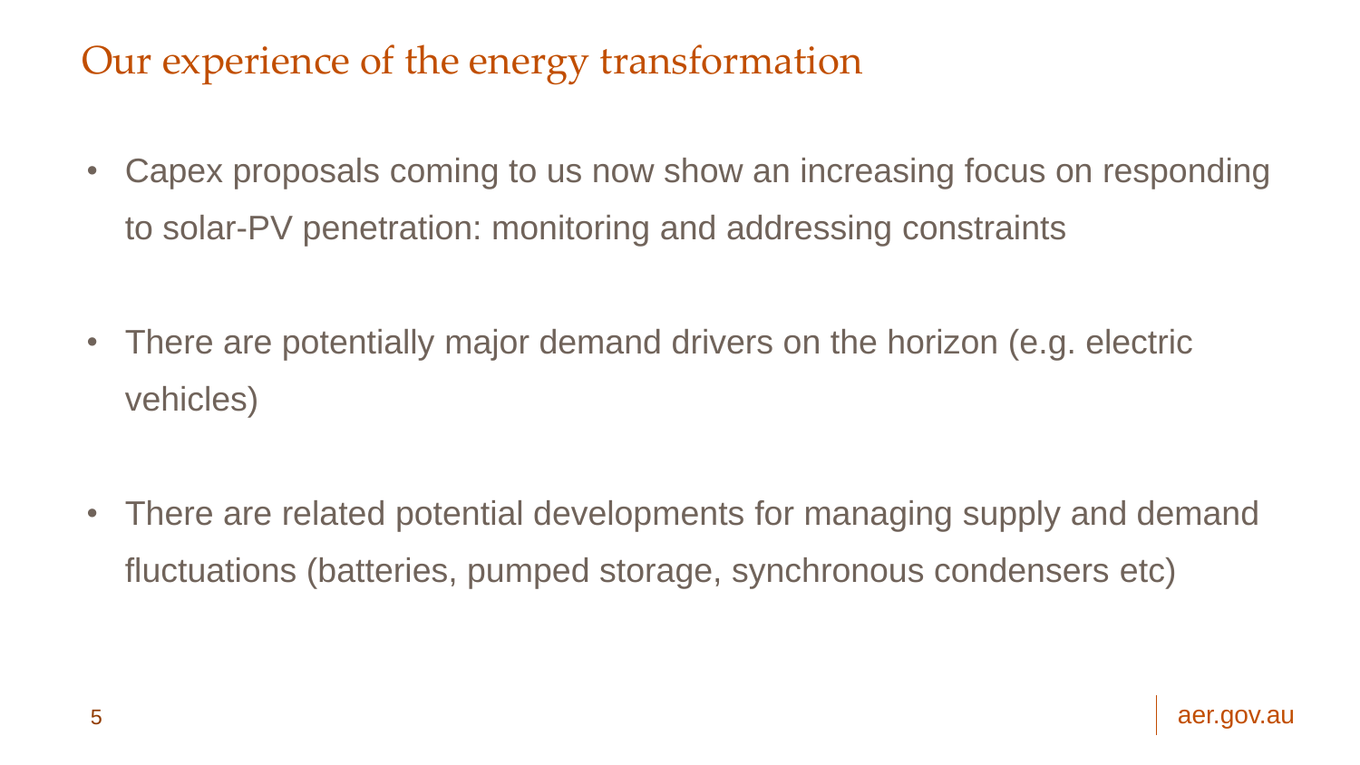# Our experience of the energy transformation

- Capex proposals coming to us now show an increasing focus on responding to solar-PV penetration: monitoring and addressing constraints
- There are potentially major demand drivers on the horizon (e.g. electric vehicles)
- There are related potential developments for managing supply and demand fluctuations (batteries, pumped storage, synchronous condensers etc)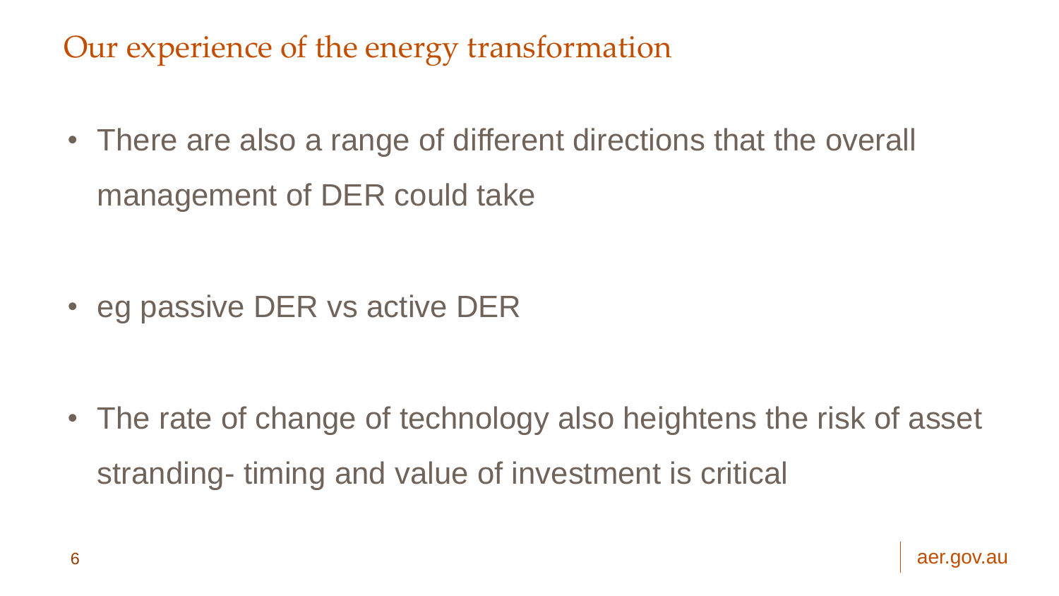# Our experience of the energy transformation

- There are also a range of different directions that the overall management of DER could take

- eg passive DER vs active DER

- The rate of change of technology also heightens the risk of asset stranding- timing and value of investment is critical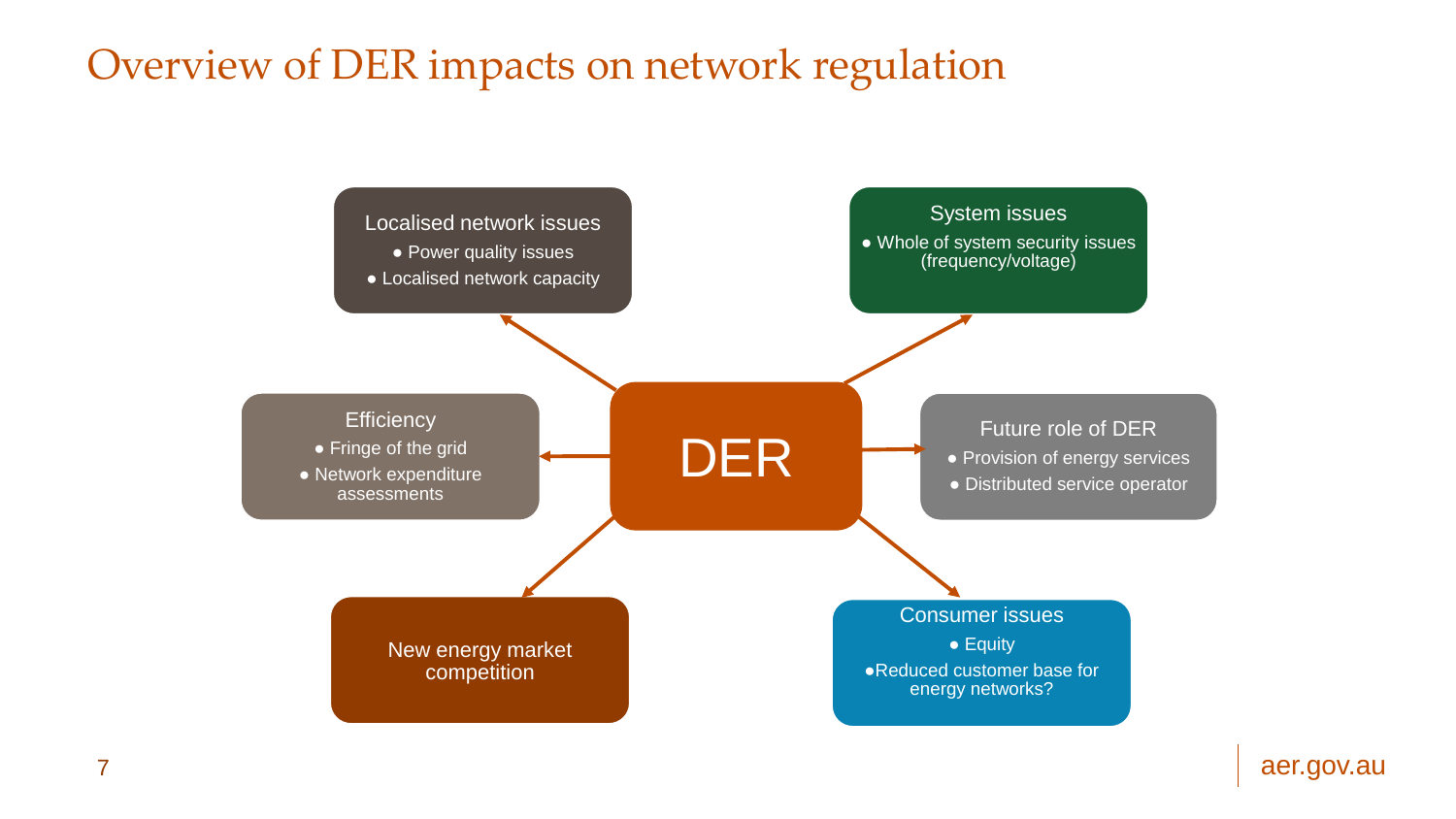# Overview of DER impacts on network regulation

**DER**

**Localised network issues**
- Power quality issues
- Localised network capacity

**System issues**
- Whole of system security issues (frequency/voltage)

**Efficiency**
- Fringe of the grid
- Network expenditure assessments

**Future role of DER**
- Provision of energy services
- Distributed service operator

**New energy market competition**

**Consumer issues**
- Equity
- Reduced customer base for energy networks?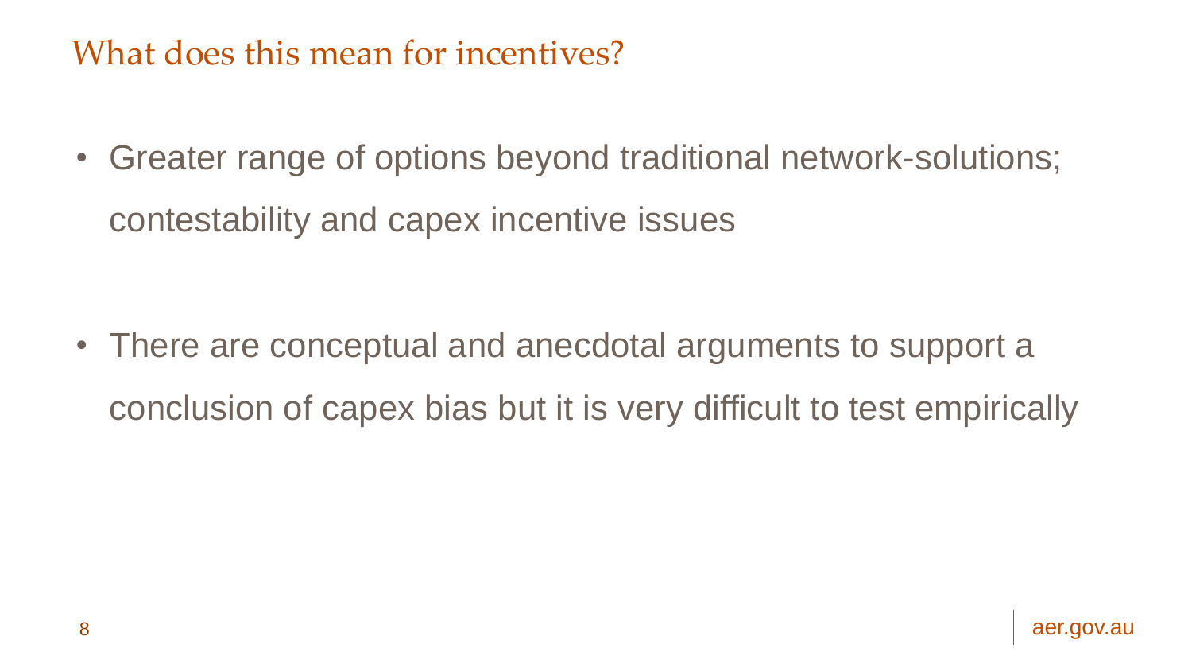## What does this mean for incentives?

- Greater range of options beyond traditional network-solutions; contestability and capex incentive issues

- There are conceptual and anecdotal arguments to support a conclusion of capex bias but it is very difficult to test empirically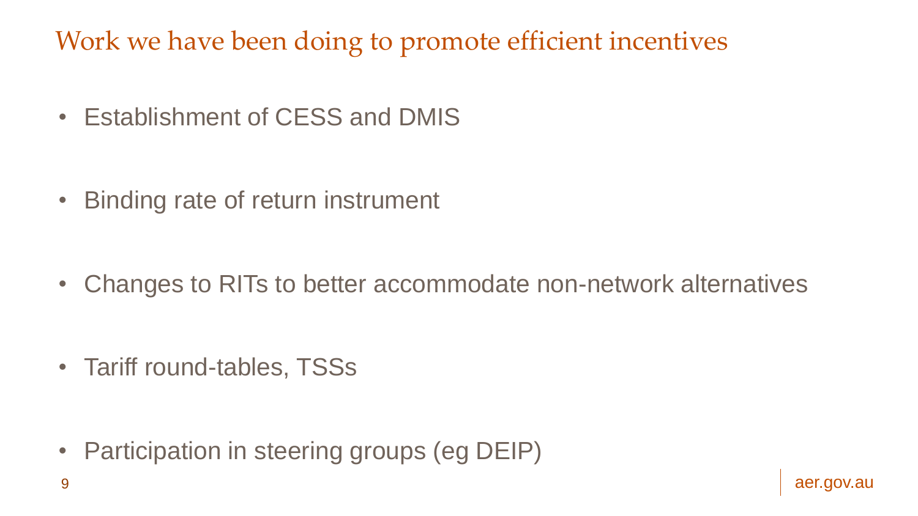# Work we have been doing to promote efficient incentives

- Establishment of CESS and DMIS
- Binding rate of return instrument
- Changes to RITs to better accommodate non-network alternatives
- Tariff round-tables, TSSs
- Participation in steering groups (eg DEIP)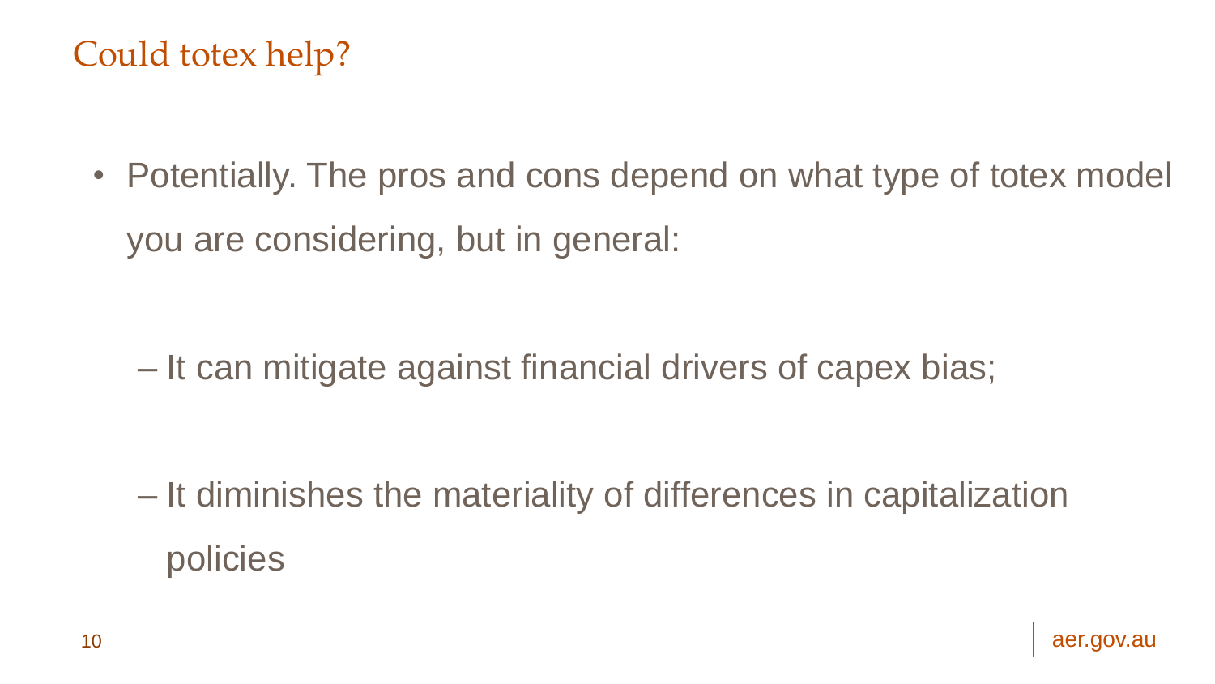# Could totex help?

- Potentially. The pros and cons depend on what type of totex model you are considering, but in general:
  - It can mitigate against financial drivers of capex bias;
  - It diminishes the materiality of differences in capitalization policies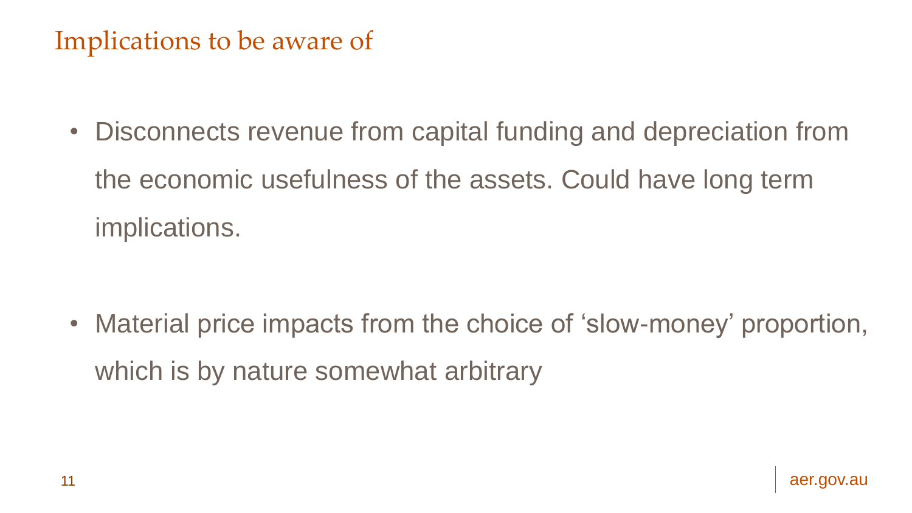# Implications to be aware of

- Disconnects revenue from capital funding and depreciation from the economic usefulness of the assets. Could have long term implications.

- Material price impacts from the choice of 'slow-money' proportion, which is by nature somewhat arbitrary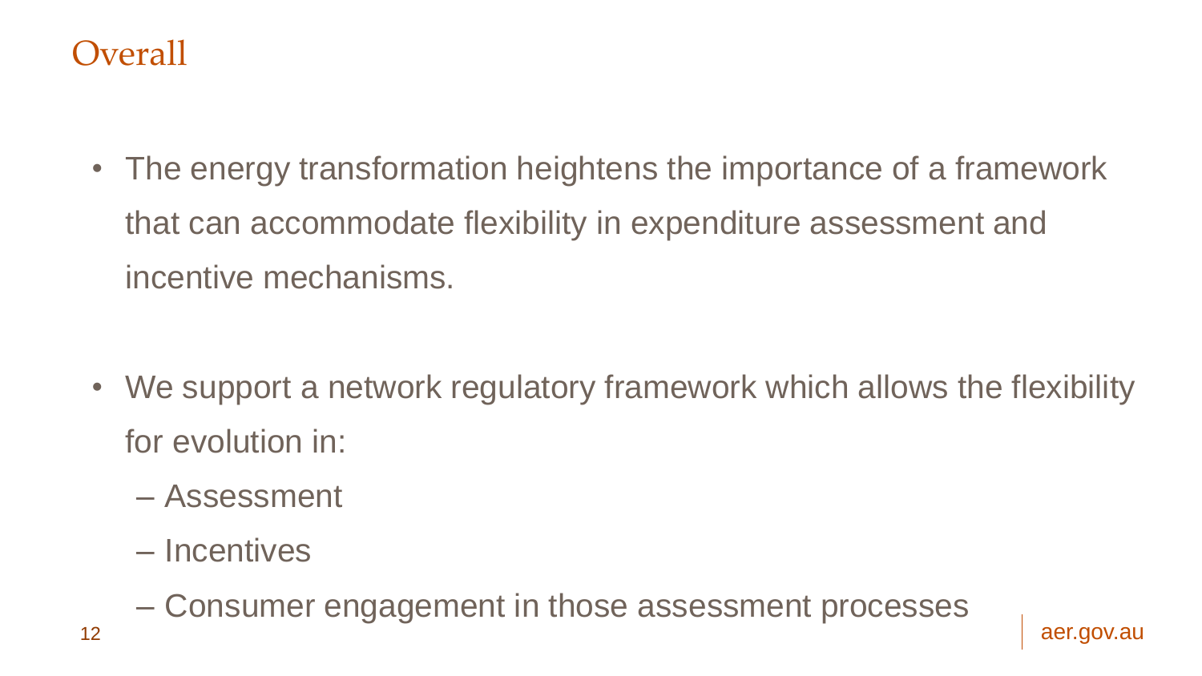# Overall

- The energy transformation heightens the importance of a framework that can accommodate flexibility in expenditure assessment and incentive mechanisms.

- We support a network regulatory framework which allows the flexibility for evolution in:
  - Assessment
  - Incentives
  - Consumer engagement in those assessment processes